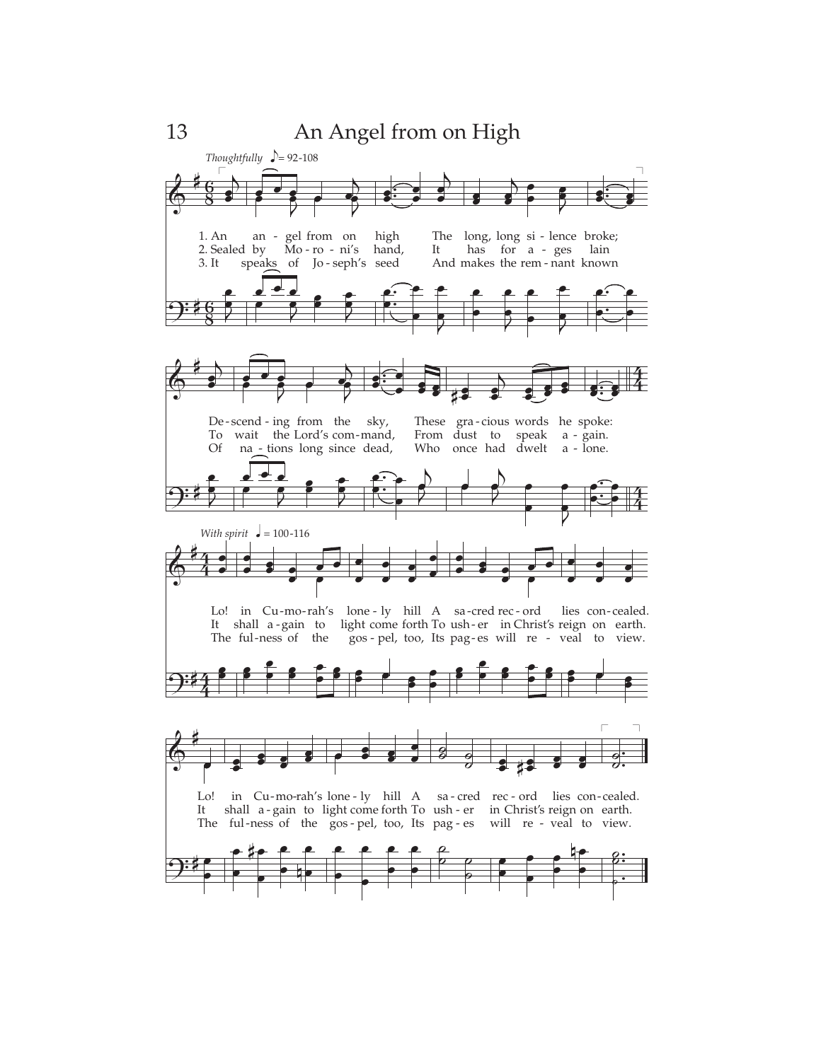# An Angel from on High

*Thoughtfully* ♪ = 92-108

1. An angel from on high
The long, long silence broke;
Descending from the sky,
These gracious words he spoke:
Lo! in Cumorah's lonely hill
A sacred record lies concealed.
Lo! in Cumorah's lonely hill
A sacred record lies concealed.

2. Sealed by Moroni's hand,
It has for ages lain
To wait the Lord's command,
From dust to speak again.
It shall again to light come forth
To usher in Christ's reign on earth.
It shall again to light come forth
To usher in Christ's reign on earth.

3. It speaks of Joseph's seed
And makes the remnant known
Of nations long since dead,
Who once had dwelt alone.
The fulness of the gospel, too,
Its pages will reveal to view.
The fulness of the gospel, too,
Its pages will reveal to view.

*With spirit* ♩ = 100-116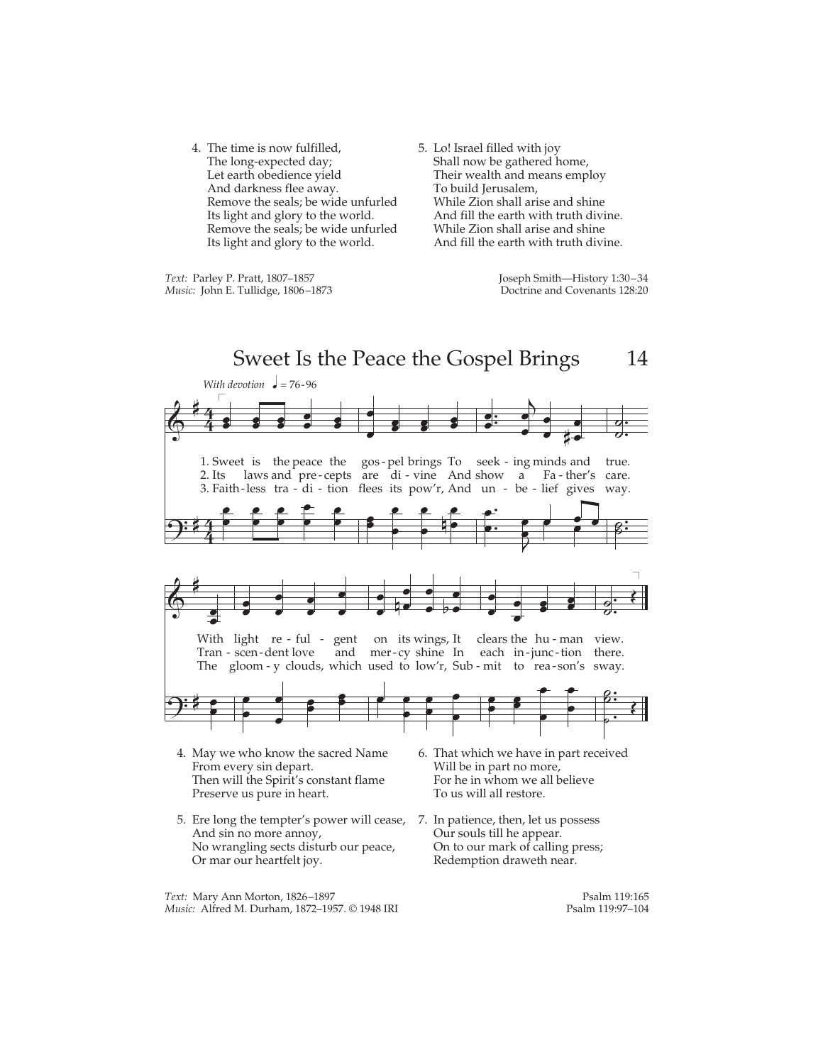4. The time is now fulfilled,
The long-expected day;
Let earth obedience yield
And darkness flee away.
Remove the seals; be wide unfurled
Its light and glory to the world.
Remove the seals; be wide unfurled
Its light and glory to the world.

5. Lo! Israel filled with joy
Shall now be gathered home,
Their wealth and means employ
To build Jerusalem,
While Zion shall arise and shine
And fill the earth with truth divine.
While Zion shall arise and shine
And fill the earth with truth divine.

*Text:* Parley P. Pratt, 1807–1857
*Music:* John E. Tullidge, 1806–1873

Joseph Smith—History 1:30–34
Doctrine and Covenants 128:20

# Sweet Is the Peace the Gospel Brings — 14

*With devotion* ♩ = 76-96

1. Sweet is the peace the gos-pel brings To seek-ing minds and true. With light re-ful-gent on its wings, It clears the hu-man view.
2. Its laws and pre-cepts are di-vine And show a Fa-ther's care. Tran-scen-dent love and mer-cy shine In each in-junc-tion there.
3. Faith-less tra-di-tion flees its pow'r, And un-be-lief gives way. The gloom-y clouds, which used to low'r, Sub-mit to rea-son's sway.

4. May we who know the sacred Name
From every sin depart.
Then will the Spirit's constant flame
Preserve us pure in heart.

5. Ere long the tempter's power will cease,
And sin no more annoy,
No wrangling sects disturb our peace,
Or mar our heartfelt joy.

6. That which we have in part received
Will be in part no more,
For he in whom we all believe
To us will all restore.

7. In patience, then, let us possess
Our souls till he appear.
On to our mark of calling press;
Redemption draweth near.

*Text:* Mary Ann Morton, 1826–1897
*Music:* Alfred M. Durham, 1872–1957. © 1948 IRI

Psalm 119:165
Psalm 119:97–104